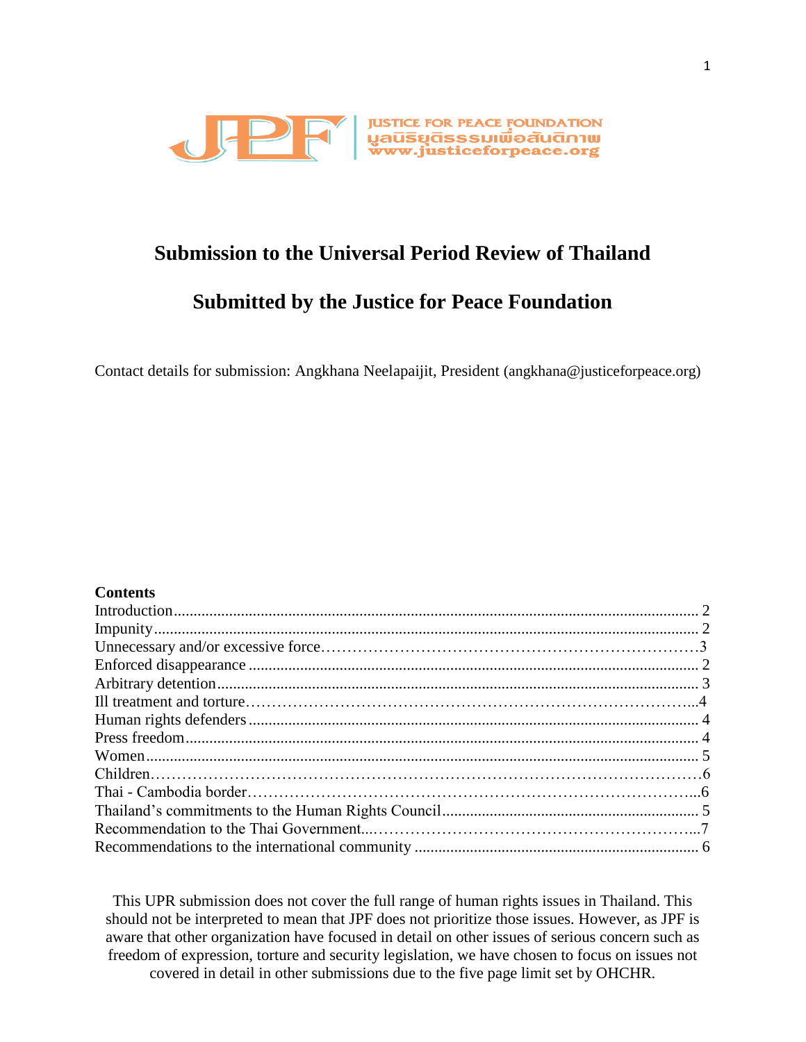JUSTICE FOR PEACE FOUNDATION
มูลนิธิยุติธรรมเพื่อสันติภาพ
www.justiceforpeace.org

# Submission to the Universal Period Review of Thailand

# Submitted by the Justice for Peace Foundation

Contact details for submission: Angkhana Neelapaijit, President (angkhana@justiceforpeace.org)

**Contents**

Introduction .................................................................................................. 2
Impunity ........................................................................................................ 2
Unnecessary and/or excessive force ............................................................. 3
Enforced disappearance ................................................................................ 2
Arbitrary detention ........................................................................................ 3
Ill treatment and torture ................................................................................ 4
Human rights defenders ................................................................................ 4
Press freedom ................................................................................................ 4
Women .......................................................................................................... 5
Children ......................................................................................................... 6
Thai - Cambodia border ................................................................................ 6
Thailand's commitments to the Human Rights Council ................................ 5
Recommendation to the Thai Government .................................................... 7
Recommendations to the international community ...................................... 6

This UPR submission does not cover the full range of human rights issues in Thailand. This should not be interpreted to mean that JPF does not prioritize those issues. However, as JPF is aware that other organization have focused in detail on other issues of serious concern such as freedom of expression, torture and security legislation, we have chosen to focus on issues not covered in detail in other submissions due to the five page limit set by OHCHR.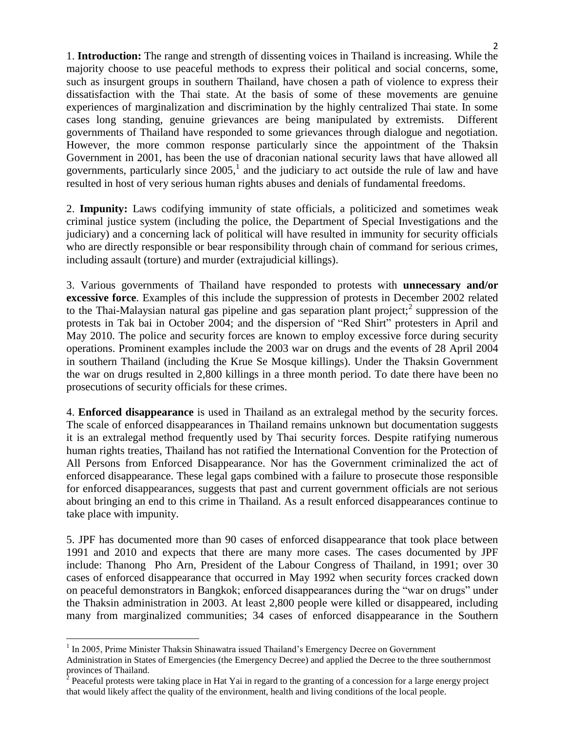1. **Introduction:** The range and strength of dissenting voices in Thailand is increasing. While the majority choose to use peaceful methods to express their political and social concerns, some, such as insurgent groups in southern Thailand, have chosen a path of violence to express their dissatisfaction with the Thai state. At the basis of some of these movements are genuine experiences of marginalization and discrimination by the highly centralized Thai state. In some cases long standing, genuine grievances are being manipulated by extremists. Different governments of Thailand have responded to some grievances through dialogue and negotiation. However, the more common response particularly since the appointment of the Thaksin Government in 2001, has been the use of draconian national security laws that have allowed all governments, particularly since 2005,[1] and the judiciary to act outside the rule of law and have resulted in host of very serious human rights abuses and denials of fundamental freedoms.

2. **Impunity:** Laws codifying immunity of state officials, a politicized and sometimes weak criminal justice system (including the police, the Department of Special Investigations and the judiciary) and a concerning lack of political will have resulted in immunity for security officials who are directly responsible or bear responsibility through chain of command for serious crimes, including assault (torture) and murder (extrajudicial killings).

3. Various governments of Thailand have responded to protests with **unnecessary and/or excessive force**. Examples of this include the suppression of protests in December 2002 related to the Thai-Malaysian natural gas pipeline and gas separation plant project;[2] suppression of the protests in Tak bai in October 2004; and the dispersion of "Red Shirt" protesters in April and May 2010. The police and security forces are known to employ excessive force during security operations. Prominent examples include the 2003 war on drugs and the events of 28 April 2004 in southern Thailand (including the Krue Se Mosque killings). Under the Thaksin Government the war on drugs resulted in 2,800 killings in a three month period. To date there have been no prosecutions of security officials for these crimes.

4. **Enforced disappearance** is used in Thailand as an extralegal method by the security forces. The scale of enforced disappearances in Thailand remains unknown but documentation suggests it is an extralegal method frequently used by Thai security forces. Despite ratifying numerous human rights treaties, Thailand has not ratified the International Convention for the Protection of All Persons from Enforced Disappearance. Nor has the Government criminalized the act of enforced disappearance. These legal gaps combined with a failure to prosecute those responsible for enforced disappearances, suggests that past and current government officials are not serious about bringing an end to this crime in Thailand. As a result enforced disappearances continue to take place with impunity.

5. JPF has documented more than 90 cases of enforced disappearance that took place between 1991 and 2010 and expects that there are many more cases. The cases documented by JPF include: Thanong Pho Arn, President of the Labour Congress of Thailand, in 1991; over 30 cases of enforced disappearance that occurred in May 1992 when security forces cracked down on peaceful demonstrators in Bangkok; enforced disappearances during the "war on drugs" under the Thaksin administration in 2003. At least 2,800 people were killed or disappeared, including many from marginalized communities; 34 cases of enforced disappearance in the Southern

---

[1] In 2005, Prime Minister Thaksin Shinawatra issued Thailand's Emergency Decree on Government Administration in States of Emergencies (the Emergency Decree) and applied the Decree to the three southernmost provinces of Thailand.

[2] Peaceful protests were taking place in Hat Yai in regard to the granting of a concession for a large energy project that would likely affect the quality of the environment, health and living conditions of the local people.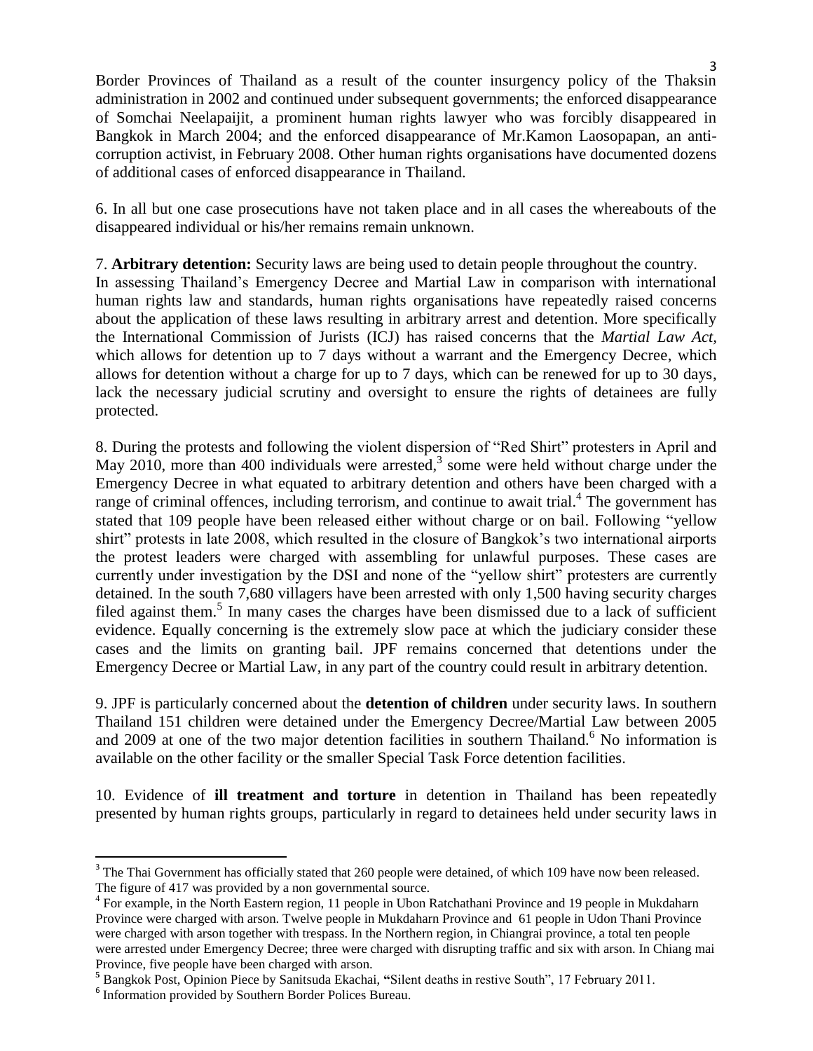Border Provinces of Thailand as a result of the counter insurgency policy of the Thaksin administration in 2002 and continued under subsequent governments; the enforced disappearance of Somchai Neelapaijit, a prominent human rights lawyer who was forcibly disappeared in Bangkok in March 2004; and the enforced disappearance of Mr.Kamon Laosopapan, an anti-corruption activist, in February 2008. Other human rights organisations have documented dozens of additional cases of enforced disappearance in Thailand.

6. In all but one case prosecutions have not taken place and in all cases the whereabouts of the disappeared individual or his/her remains remain unknown.

7. **Arbitrary detention:** Security laws are being used to detain people throughout the country. In assessing Thailand's Emergency Decree and Martial Law in comparison with international human rights law and standards, human rights organisations have repeatedly raised concerns about the application of these laws resulting in arbitrary arrest and detention. More specifically the International Commission of Jurists (ICJ) has raised concerns that the *Martial Law Act*, which allows for detention up to 7 days without a warrant and the Emergency Decree, which allows for detention without a charge for up to 7 days, which can be renewed for up to 30 days, lack the necessary judicial scrutiny and oversight to ensure the rights of detainees are fully protected.

8. During the protests and following the violent dispersion of "Red Shirt" protesters in April and May 2010, more than 400 individuals were arrested,[3] some were held without charge under the Emergency Decree in what equated to arbitrary detention and others have been charged with a range of criminal offences, including terrorism, and continue to await trial.[4] The government has stated that 109 people have been released either without charge or on bail. Following "yellow shirt" protests in late 2008, which resulted in the closure of Bangkok's two international airports the protest leaders were charged with assembling for unlawful purposes. These cases are currently under investigation by the DSI and none of the "yellow shirt" protesters are currently detained. In the south 7,680 villagers have been arrested with only 1,500 having security charges filed against them.[5] In many cases the charges have been dismissed due to a lack of sufficient evidence. Equally concerning is the extremely slow pace at which the judiciary consider these cases and the limits on granting bail. JPF remains concerned that detentions under the Emergency Decree or Martial Law, in any part of the country could result in arbitrary detention.

9. JPF is particularly concerned about the **detention of children** under security laws. In southern Thailand 151 children were detained under the Emergency Decree/Martial Law between 2005 and 2009 at one of the two major detention facilities in southern Thailand.[6] No information is available on the other facility or the smaller Special Task Force detention facilities.

10. Evidence of **ill treatment and torture** in detention in Thailand has been repeatedly presented by human rights groups, particularly in regard to detainees held under security laws in

---

[3] The Thai Government has officially stated that 260 people were detained, of which 109 have now been released. The figure of 417 was provided by a non governmental source.

[4] For example, in the North Eastern region, 11 people in Ubon Ratchathani Province and 19 people in Mukdaharn Province were charged with arson. Twelve people in Mukdaharn Province and 61 people in Udon Thani Province were charged with arson together with trespass. In the Northern region, in Chiangrai province, a total ten people were arrested under Emergency Decree; three were charged with disrupting traffic and six with arson. In Chiang mai Province, five people have been charged with arson.

[5] Bangkok Post, Opinion Piece by Sanitsuda Ekachai, **"**Silent deaths in restive South", 17 February 2011.

[6] Information provided by Southern Border Polices Bureau.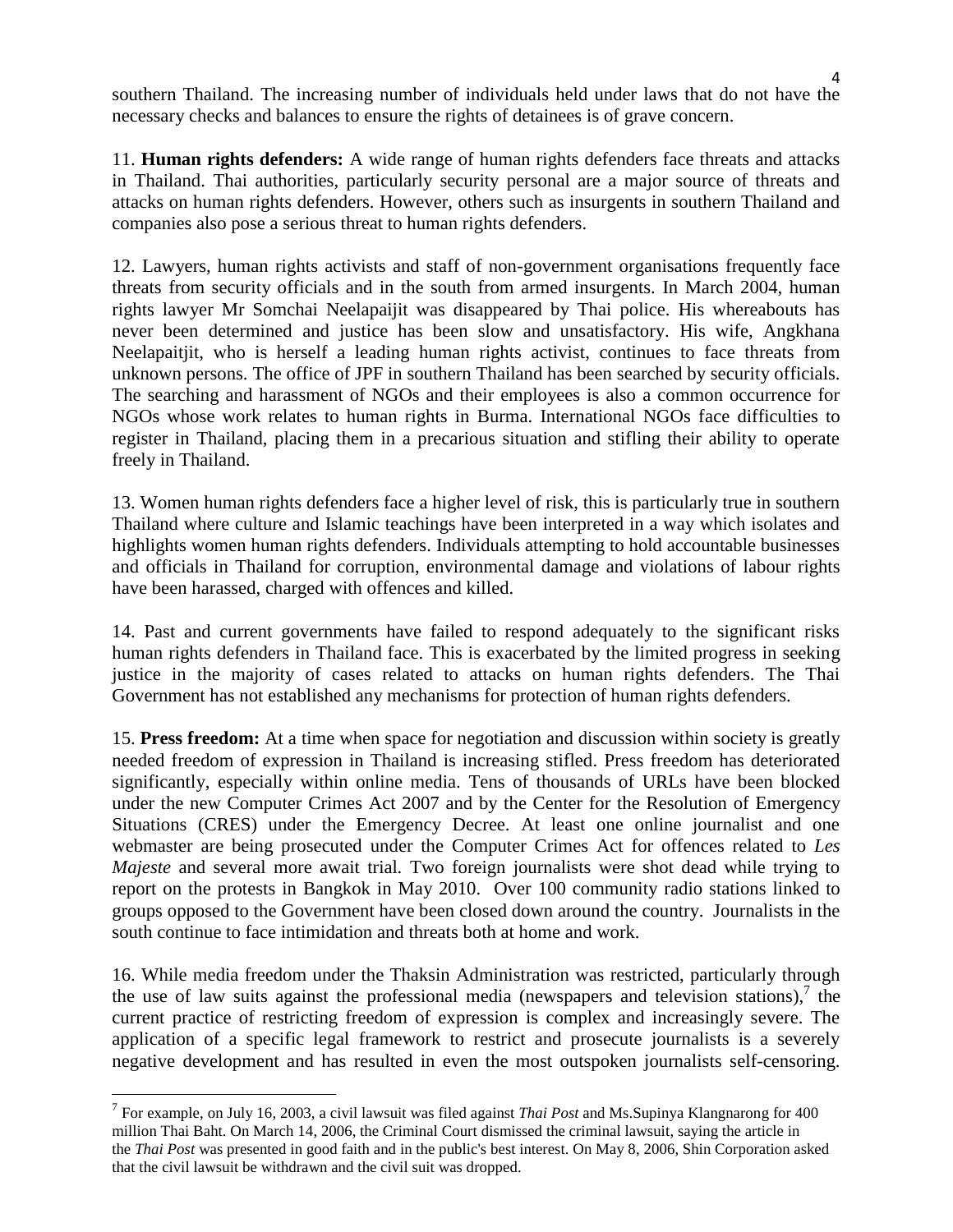southern Thailand. The increasing number of individuals held under laws that do not have the necessary checks and balances to ensure the rights of detainees is of grave concern.

11. **Human rights defenders:** A wide range of human rights defenders face threats and attacks in Thailand. Thai authorities, particularly security personal are a major source of threats and attacks on human rights defenders. However, others such as insurgents in southern Thailand and companies also pose a serious threat to human rights defenders.

12. Lawyers, human rights activists and staff of non-government organisations frequently face threats from security officials and in the south from armed insurgents. In March 2004, human rights lawyer Mr Somchai Neelapaijit was disappeared by Thai police. His whereabouts has never been determined and justice has been slow and unsatisfactory. His wife, Angkhana Neelapaitjit, who is herself a leading human rights activist, continues to face threats from unknown persons. The office of JPF in southern Thailand has been searched by security officials. The searching and harassment of NGOs and their employees is also a common occurrence for NGOs whose work relates to human rights in Burma. International NGOs face difficulties to register in Thailand, placing them in a precarious situation and stifling their ability to operate freely in Thailand.

13. Women human rights defenders face a higher level of risk, this is particularly true in southern Thailand where culture and Islamic teachings have been interpreted in a way which isolates and highlights women human rights defenders. Individuals attempting to hold accountable businesses and officials in Thailand for corruption, environmental damage and violations of labour rights have been harassed, charged with offences and killed.

14. Past and current governments have failed to respond adequately to the significant risks human rights defenders in Thailand face. This is exacerbated by the limited progress in seeking justice in the majority of cases related to attacks on human rights defenders. The Thai Government has not established any mechanisms for protection of human rights defenders.

15. **Press freedom:** At a time when space for negotiation and discussion within society is greatly needed freedom of expression in Thailand is increasing stifled. Press freedom has deteriorated significantly, especially within online media. Tens of thousands of URLs have been blocked under the new Computer Crimes Act 2007 and by the Center for the Resolution of Emergency Situations (CRES) under the Emergency Decree. At least one online journalist and one webmaster are being prosecuted under the Computer Crimes Act for offences related to *Les Majeste* and several more await trial. Two foreign journalists were shot dead while trying to report on the protests in Bangkok in May 2010. Over 100 community radio stations linked to groups opposed to the Government have been closed down around the country. Journalists in the south continue to face intimidation and threats both at home and work.

16. While media freedom under the Thaksin Administration was restricted, particularly through the use of law suits against the professional media (newspapers and television stations),[7] the current practice of restricting freedom of expression is complex and increasingly severe. The application of a specific legal framework to restrict and prosecute journalists is a severely negative development and has resulted in even the most outspoken journalists self-censoring.

[7] For example, on July 16, 2003, a civil lawsuit was filed against *Thai Post* and Ms.Supinya Klangnarong for 400 million Thai Baht. On March 14, 2006, the Criminal Court dismissed the criminal lawsuit, saying the article in the *Thai Post* was presented in good faith and in the public's best interest. On May 8, 2006, Shin Corporation asked that the civil lawsuit be withdrawn and the civil suit was dropped.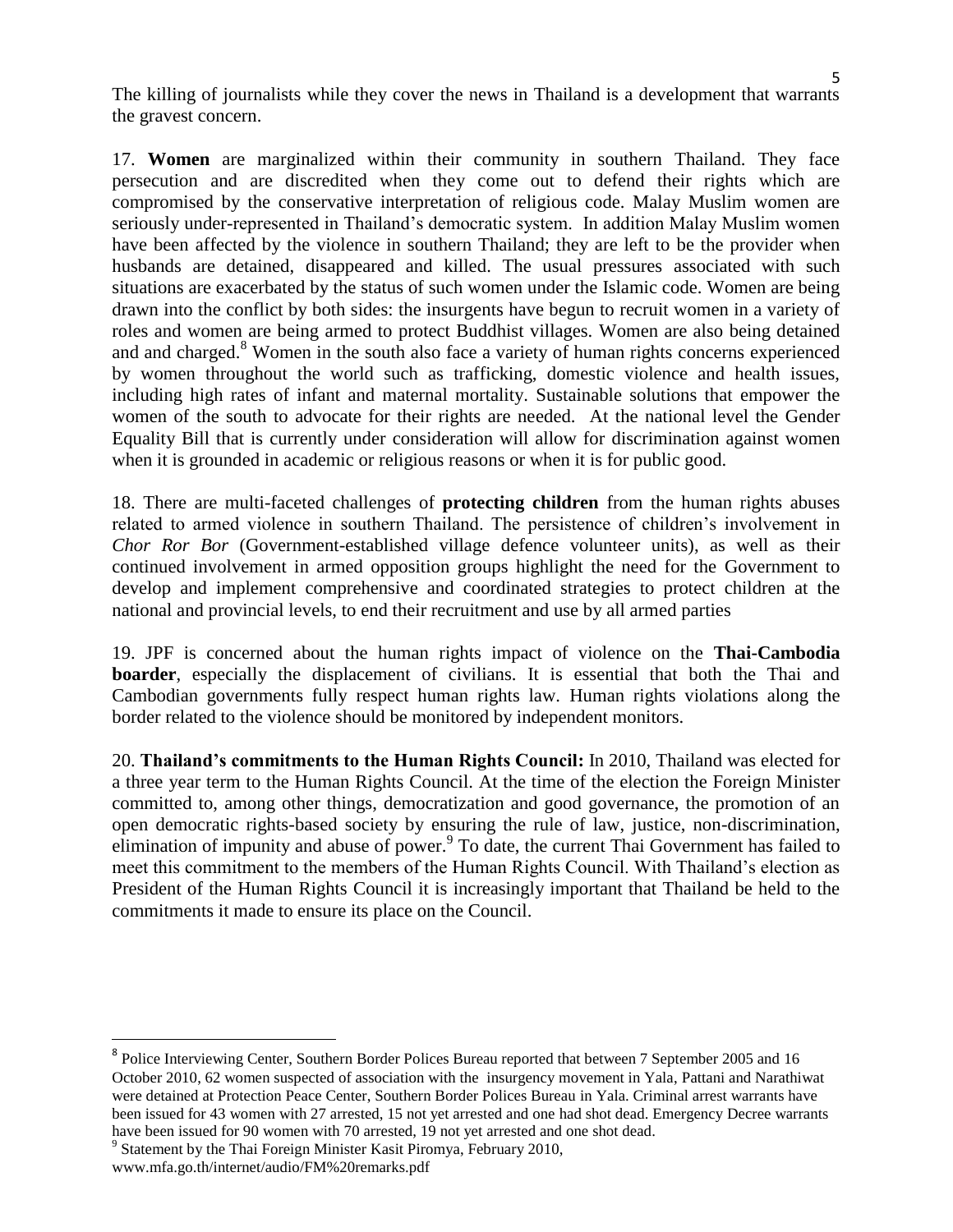The killing of journalists while they cover the news in Thailand is a development that warrants the gravest concern.

17. **Women** are marginalized within their community in southern Thailand. They face persecution and are discredited when they come out to defend their rights which are compromised by the conservative interpretation of religious code. Malay Muslim women are seriously under-represented in Thailand's democratic system. In addition Malay Muslim women have been affected by the violence in southern Thailand; they are left to be the provider when husbands are detained, disappeared and killed. The usual pressures associated with such situations are exacerbated by the status of such women under the Islamic code. Women are being drawn into the conflict by both sides: the insurgents have begun to recruit women in a variety of roles and women are being armed to protect Buddhist villages. Women are also being detained and and charged.[8] Women in the south also face a variety of human rights concerns experienced by women throughout the world such as trafficking, domestic violence and health issues, including high rates of infant and maternal mortality. Sustainable solutions that empower the women of the south to advocate for their rights are needed. At the national level the Gender Equality Bill that is currently under consideration will allow for discrimination against women when it is grounded in academic or religious reasons or when it is for public good.

18. There are multi-faceted challenges of **protecting children** from the human rights abuses related to armed violence in southern Thailand. The persistence of children's involvement in *Chor Ror Bor* (Government-established village defence volunteer units), as well as their continued involvement in armed opposition groups highlight the need for the Government to develop and implement comprehensive and coordinated strategies to protect children at the national and provincial levels, to end their recruitment and use by all armed parties

19. JPF is concerned about the human rights impact of violence on the **Thai-Cambodia boarder**, especially the displacement of civilians. It is essential that both the Thai and Cambodian governments fully respect human rights law. Human rights violations along the border related to the violence should be monitored by independent monitors.

20. **Thailand's commitments to the Human Rights Council:** In 2010, Thailand was elected for a three year term to the Human Rights Council. At the time of the election the Foreign Minister committed to, among other things, democratization and good governance, the promotion of an open democratic rights-based society by ensuring the rule of law, justice, non-discrimination, elimination of impunity and abuse of power.[9] To date, the current Thai Government has failed to meet this commitment to the members of the Human Rights Council. With Thailand's election as President of the Human Rights Council it is increasingly important that Thailand be held to the commitments it made to ensure its place on the Council.

---

[8] Police Interviewing Center, Southern Border Polices Bureau reported that between 7 September 2005 and 16 October 2010, 62 women suspected of association with the insurgency movement in Yala, Pattani and Narathiwat were detained at Protection Peace Center, Southern Border Polices Bureau in Yala. Criminal arrest warrants have been issued for 43 women with 27 arrested, 15 not yet arrested and one had shot dead. Emergency Decree warrants have been issued for 90 women with 70 arrested, 19 not yet arrested and one shot dead.

[9] Statement by the Thai Foreign Minister Kasit Piromya, February 2010, www.mfa.go.th/internet/audio/FM%20remarks.pdf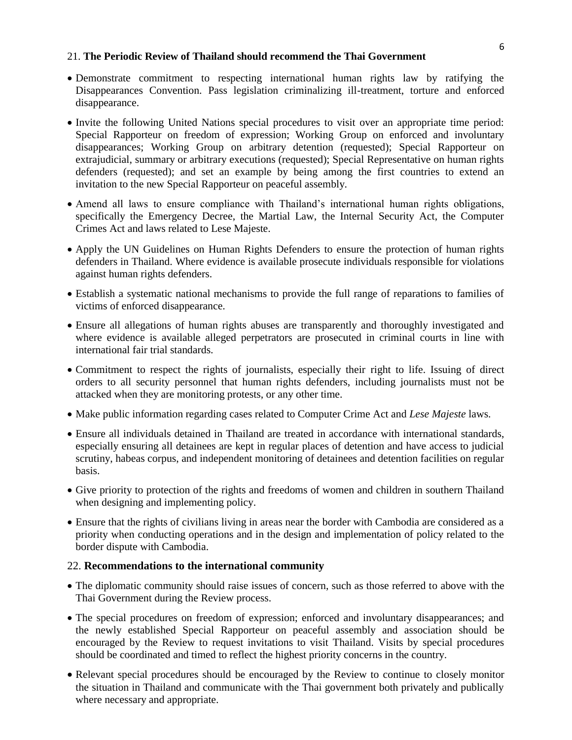21. **The Periodic Review of Thailand should recommend the Thai Government**

- Demonstrate commitment to respecting international human rights law by ratifying the Disappearances Convention. Pass legislation criminalizing ill-treatment, torture and enforced disappearance.
- Invite the following United Nations special procedures to visit over an appropriate time period: Special Rapporteur on freedom of expression; Working Group on enforced and involuntary disappearances; Working Group on arbitrary detention (requested); Special Rapporteur on extrajudicial, summary or arbitrary executions (requested); Special Representative on human rights defenders (requested); and set an example by being among the first countries to extend an invitation to the new Special Rapporteur on peaceful assembly.
- Amend all laws to ensure compliance with Thailand's international human rights obligations, specifically the Emergency Decree, the Martial Law, the Internal Security Act, the Computer Crimes Act and laws related to Lese Majeste.
- Apply the UN Guidelines on Human Rights Defenders to ensure the protection of human rights defenders in Thailand. Where evidence is available prosecute individuals responsible for violations against human rights defenders.
- Establish a systematic national mechanisms to provide the full range of reparations to families of victims of enforced disappearance.
- Ensure all allegations of human rights abuses are transparently and thoroughly investigated and where evidence is available alleged perpetrators are prosecuted in criminal courts in line with international fair trial standards.
- Commitment to respect the rights of journalists, especially their right to life. Issuing of direct orders to all security personnel that human rights defenders, including journalists must not be attacked when they are monitoring protests, or any other time.
- Make public information regarding cases related to Computer Crime Act and *Lese Majeste* laws.
- Ensure all individuals detained in Thailand are treated in accordance with international standards, especially ensuring all detainees are kept in regular places of detention and have access to judicial scrutiny, habeas corpus, and independent monitoring of detainees and detention facilities on regular basis.
- Give priority to protection of the rights and freedoms of women and children in southern Thailand when designing and implementing policy.
- Ensure that the rights of civilians living in areas near the border with Cambodia are considered as a priority when conducting operations and in the design and implementation of policy related to the border dispute with Cambodia.

22. **Recommendations to the international community**

- The diplomatic community should raise issues of concern, such as those referred to above with the Thai Government during the Review process.
- The special procedures on freedom of expression; enforced and involuntary disappearances; and the newly established Special Rapporteur on peaceful assembly and association should be encouraged by the Review to request invitations to visit Thailand. Visits by special procedures should be coordinated and timed to reflect the highest priority concerns in the country.
- Relevant special procedures should be encouraged by the Review to continue to closely monitor the situation in Thailand and communicate with the Thai government both privately and publically where necessary and appropriate.